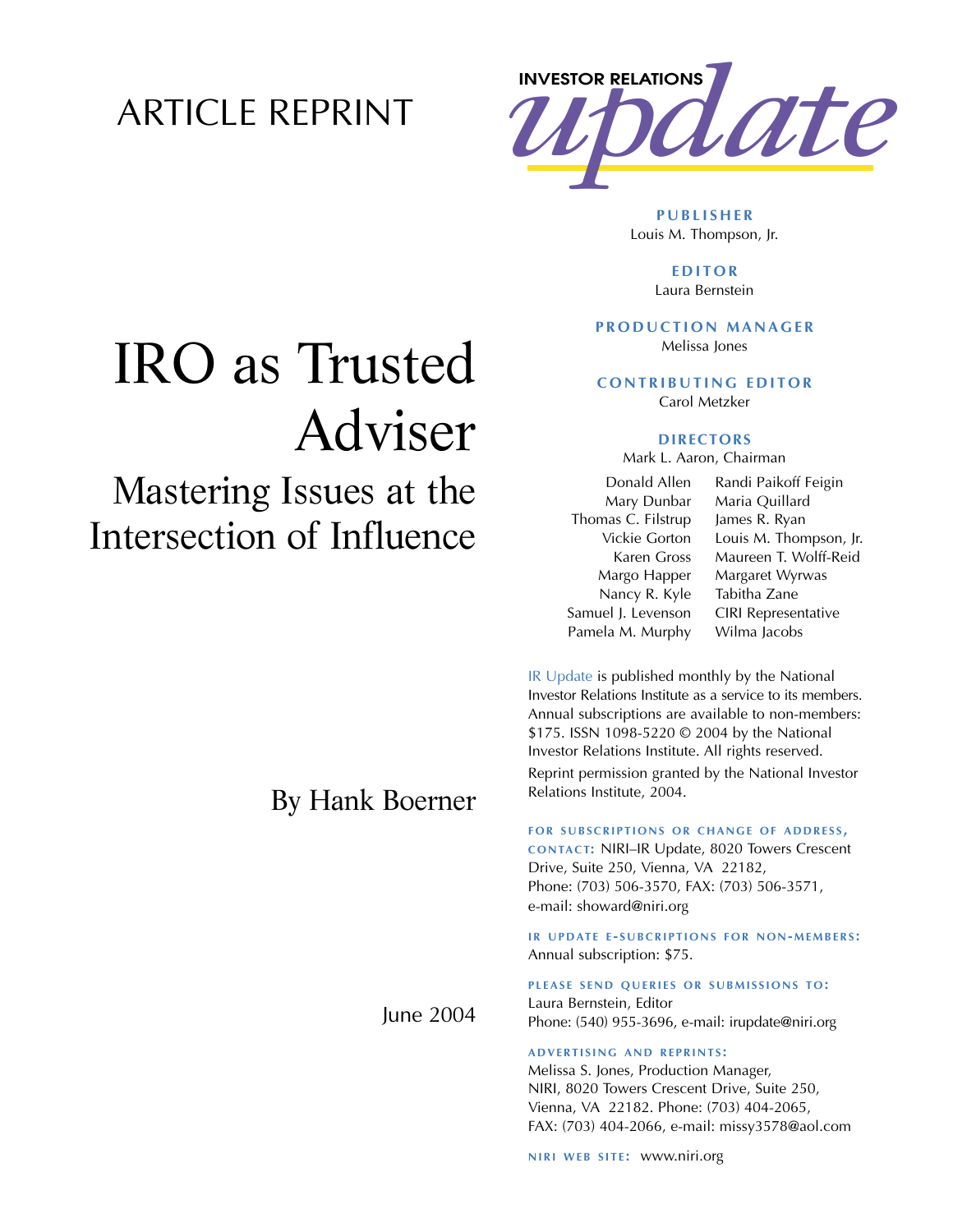ARTICLE REPRINT

INVESTOR RELATIONS *update*

# IRO as Trusted Adviser

## Mastering Issues at the Intersection of Influence

By Hank Boerner

June 2004

**PUBLISHER**
Louis M. Thompson, Jr.

**EDITOR**
Laura Bernstein

**PRODUCTION MANAGER**
Melissa Jones

**CONTRIBUTING EDITOR**
Carol Metzker

**DIRECTORS**
Mark L. Aaron, Chairman

Donald Allen
Mary Dunbar
Thomas C. Filstrup
Vickie Gorton
Karen Gross
Margo Happer
Nancy R. Kyle
Samuel J. Levenson
Pamela M. Murphy
Randi Paikoff Feigin
Maria Quillard
James R. Ryan
Louis M. Thompson, Jr.
Maureen T. Wolff-Reid
Margaret Wyrwas
Tabitha Zane
CIRI Representative
Wilma Jacobs

IR Update is published monthly by the National Investor Relations Institute as a service to its members. Annual subscriptions are available to non-members: $175. ISSN 1098-5220 © 2004 by the National Investor Relations Institute. All rights reserved.

Reprint permission granted by the National Investor Relations Institute, 2004.

**FOR SUBSCRIPTIONS OR CHANGE OF ADDRESS, CONTACT:** NIRI–IR Update, 8020 Towers Crescent Drive, Suite 250, Vienna, VA 22182, Phone: (703) 506-3570, FAX: (703) 506-3571, e-mail: showard@niri.org

**IR UPDATE E-SUBCRIPTIONS FOR NON-MEMBERS:** Annual subscription: $75.

**PLEASE SEND QUERIES OR SUBMISSIONS TO:** Laura Bernstein, Editor Phone: (540) 955-3696, e-mail: irupdate@niri.org

**ADVERTISING AND REPRINTS:** Melissa S. Jones, Production Manager, NIRI, 8020 Towers Crescent Drive, Suite 250, Vienna, VA 22182. Phone: (703) 404-2065, FAX: (703) 404-2066, e-mail: missy3578@aol.com

**NIRI WEB SITE:** www.niri.org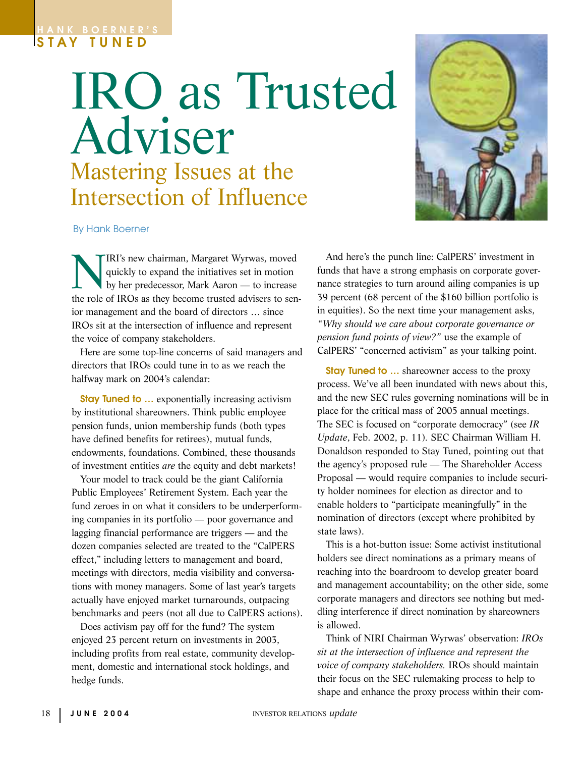HANK BOERNER'S
STAY TUNED

# IRO as Trusted Adviser

## Mastering Issues at the Intersection of Influence

By Hank Boerner

NIRI's new chairman, Margaret Wyrwas, moved quickly to expand the initiatives set in motion by her predecessor, Mark Aaron — to increase the role of IROs as they become trusted advisers to senior management and the board of directors … since IROs sit at the intersection of influence and represent the voice of company stakeholders.

Here are some top-line concerns of said managers and directors that IROs could tune in to as we reach the halfway mark on 2004's calendar:

**Stay Tuned to …** exponentially increasing activism by institutional shareowners. Think public employee pension funds, union membership funds (both types have defined benefits for retirees), mutual funds, endowments, foundations. Combined, these thousands of investment entities *are* the equity and debt markets!

Your model to track could be the giant California Public Employees' Retirement System. Each year the fund zeroes in on what it considers to be underperforming companies in its portfolio — poor governance and lagging financial performance are triggers — and the dozen companies selected are treated to the "CalPERS effect," including letters to management and board, meetings with directors, media visibility and conversations with money managers. Some of last year's targets actually have enjoyed market turnarounds, outpacing benchmarks and peers (not all due to CalPERS actions).

Does activism pay off for the fund? The system enjoyed 23 percent return on investments in 2003, including profits from real estate, community development, domestic and international stock holdings, and hedge funds.

And here's the punch line: CalPERS' investment in funds that have a strong emphasis on corporate governance strategies to turn around ailing companies is up 39 percent (68 percent of the $160 billion portfolio is in equities). So the next time your management asks, *"Why should we care about corporate governance or pension fund points of view?"* use the example of CalPERS' "concerned activism" as your talking point.

**Stay Tuned to …** shareowner access to the proxy process. We've all been inundated with news about this, and the new SEC rules governing nominations will be in place for the critical mass of 2005 annual meetings. The SEC is focused on "corporate democracy" (see *IR Update*, Feb. 2002, p. 11). SEC Chairman William H. Donaldson responded to Stay Tuned, pointing out that the agency's proposed rule — The Shareholder Access Proposal — would require companies to include security holder nominees for election as director and to enable holders to "participate meaningfully" in the nomination of directors (except where prohibited by state laws).

This is a hot-button issue: Some activist institutional holders see direct nominations as a primary means of reaching into the boardroom to develop greater board and management accountability; on the other side, some corporate managers and directors see nothing but meddling interference if direct nomination by shareowners is allowed.

Think of NIRI Chairman Wyrwas' observation: *IROs sit at the intersection of influence and represent the voice of company stakeholders.* IROs should maintain their focus on the SEC rulemaking process to help to shape and enhance the proxy process within their com-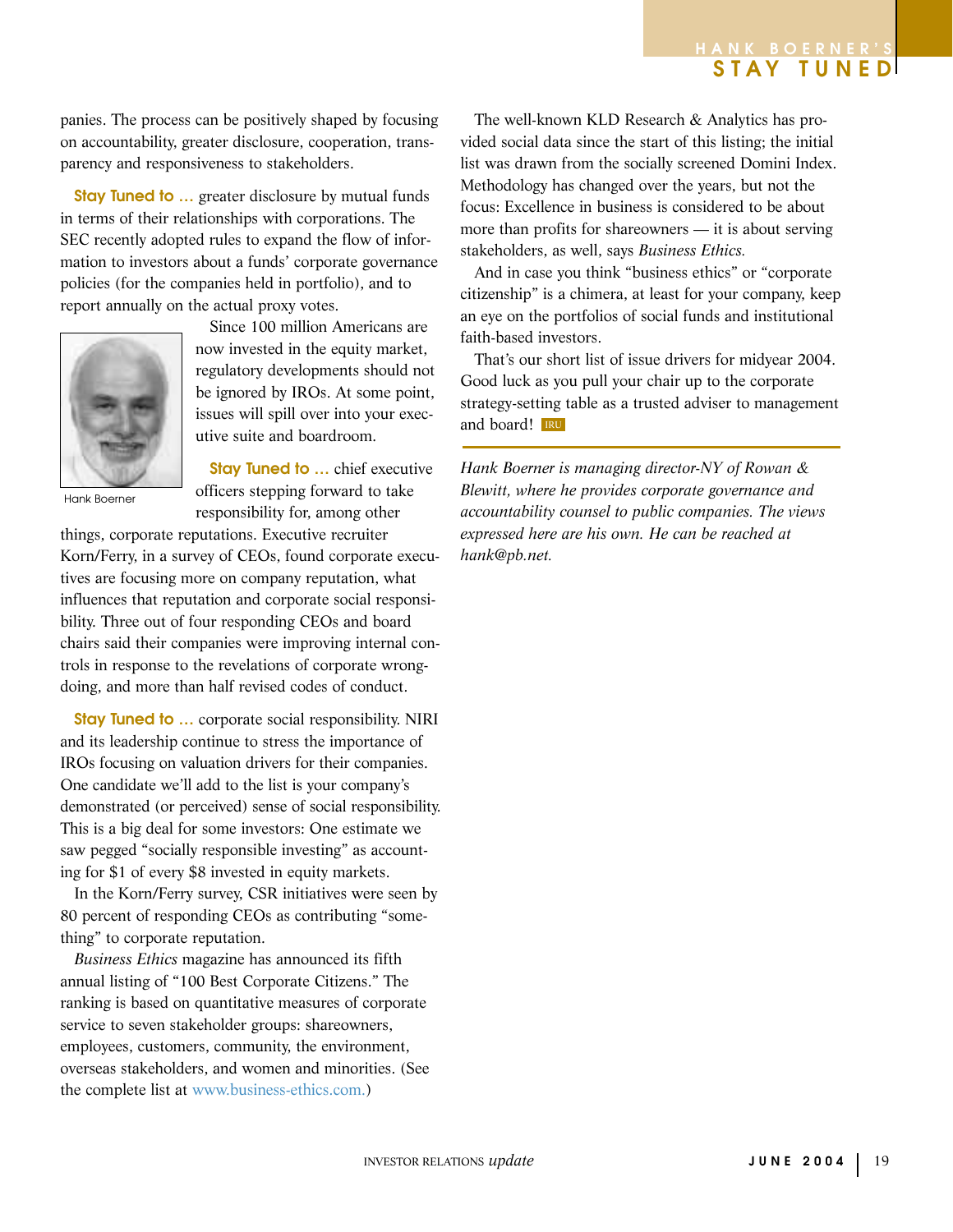panies. The process can be positively shaped by focusing on accountability, greater disclosure, cooperation, transparency and responsiveness to stakeholders.

**Stay Tuned to ...** greater disclosure by mutual funds in terms of their relationships with corporations. The SEC recently adopted rules to expand the flow of information to investors about a funds' corporate governance policies (for the companies held in portfolio), and to report annually on the actual proxy votes.

Since 100 million Americans are now invested in the equity market, regulatory developments should not be ignored by IROs. At some point, issues will spill over into your executive suite and boardroom.

Hank Boerner

**Stay Tuned to ...** chief executive officers stepping forward to take responsibility for, among other things, corporate reputations. Executive recruiter Korn/Ferry, in a survey of CEOs, found corporate executives are focusing more on company reputation, what influences that reputation and corporate social responsibility. Three out of four responding CEOs and board chairs said their companies were improving internal controls in response to the revelations of corporate wrongdoing, and more than half revised codes of conduct.

**Stay Tuned to ...** corporate social responsibility. NIRI and its leadership continue to stress the importance of IROs focusing on valuation drivers for their companies. One candidate we'll add to the list is your company's demonstrated (or perceived) sense of social responsibility. This is a big deal for some investors: One estimate we saw pegged "socially responsible investing" as accounting for $1 of every $8 invested in equity markets.

In the Korn/Ferry survey, CSR initiatives were seen by 80 percent of responding CEOs as contributing "something" to corporate reputation.

*Business Ethics* magazine has announced its fifth annual listing of "100 Best Corporate Citizens." The ranking is based on quantitative measures of corporate service to seven stakeholder groups: shareowners, employees, customers, community, the environment, overseas stakeholders, and women and minorities. (See the complete list at www.business-ethics.com.)

The well-known KLD Research & Analytics has provided social data since the start of this listing; the initial list was drawn from the socially screened Domini Index. Methodology has changed over the years, but not the focus: Excellence in business is considered to be about more than profits for shareowners — it is about serving stakeholders, as well, says *Business Ethics.*

And in case you think "business ethics" or "corporate citizenship" is a chimera, at least for your company, keep an eye on the portfolios of social funds and institutional faith-based investors.

That's our short list of issue drivers for midyear 2004. Good luck as you pull your chair up to the corporate strategy-setting table as a trusted adviser to management and board! IRU

---

*Hank Boerner is managing director-NY of Rowan & Blewitt, where he provides corporate governance and accountability counsel to public companies. The views expressed here are his own. He can be reached at hank@pb.net.*